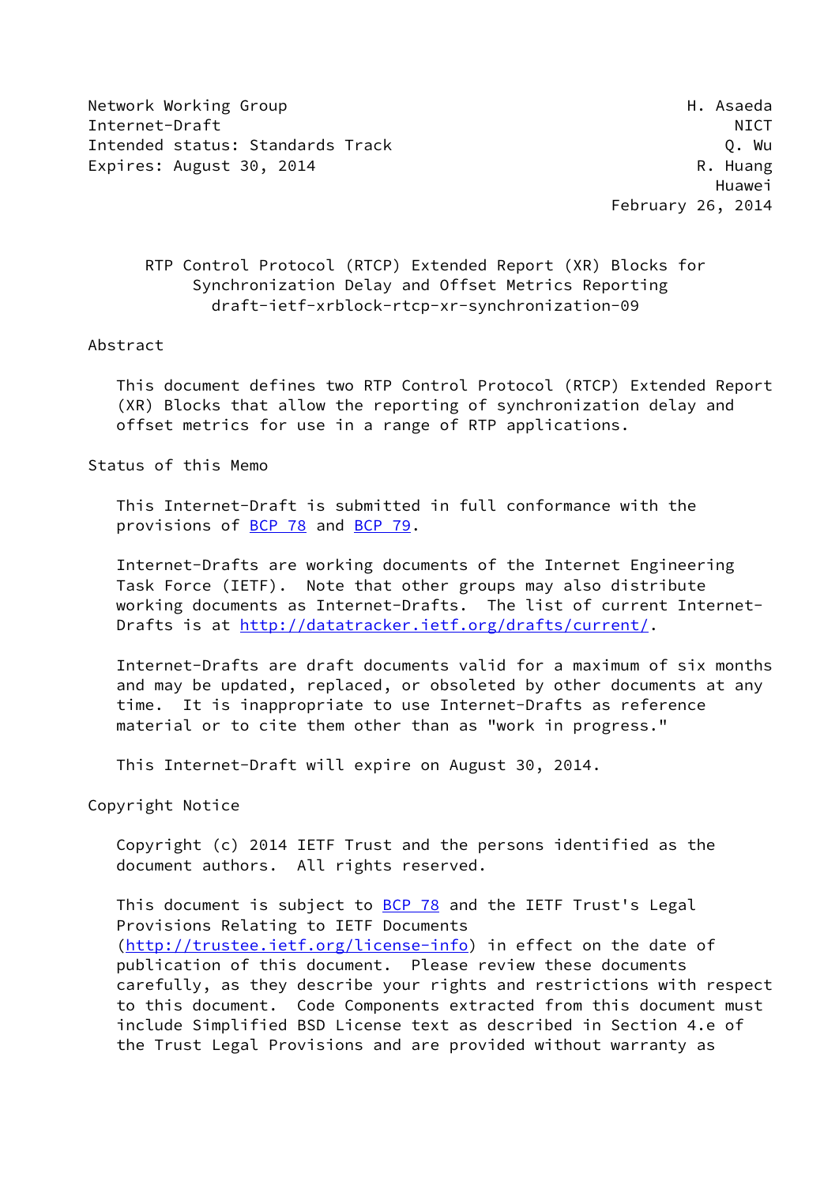Network Working Group H. Asaeda
Internet-Draft NICT
Intended status: Standards Track Q. Wu
Expires: August 30, 2014 R. Huang
Huawei
February 26, 2014

# RTP Control Protocol (RTCP) Extended Report (XR) Blocks for Synchronization Delay and Offset Metrics Reporting
draft-ietf-xrblock-rtcp-xr-synchronization-09

## Abstract

This document defines two RTP Control Protocol (RTCP) Extended Report (XR) Blocks that allow the reporting of synchronization delay and offset metrics for use in a range of RTP applications.

## Status of this Memo

This Internet-Draft is submitted in full conformance with the provisions of BCP 78 and BCP 79.

Internet-Drafts are working documents of the Internet Engineering Task Force (IETF). Note that other groups may also distribute working documents as Internet-Drafts. The list of current Internet-Drafts is at http://datatracker.ietf.org/drafts/current/.

Internet-Drafts are draft documents valid for a maximum of six months and may be updated, replaced, or obsoleted by other documents at any time. It is inappropriate to use Internet-Drafts as reference material or to cite them other than as "work in progress."

This Internet-Draft will expire on August 30, 2014.

## Copyright Notice

Copyright (c) 2014 IETF Trust and the persons identified as the document authors. All rights reserved.

This document is subject to BCP 78 and the IETF Trust's Legal Provisions Relating to IETF Documents (http://trustee.ietf.org/license-info) in effect on the date of publication of this document. Please review these documents carefully, as they describe your rights and restrictions with respect to this document. Code Components extracted from this document must include Simplified BSD License text as described in Section 4.e of the Trust Legal Provisions and are provided without warranty as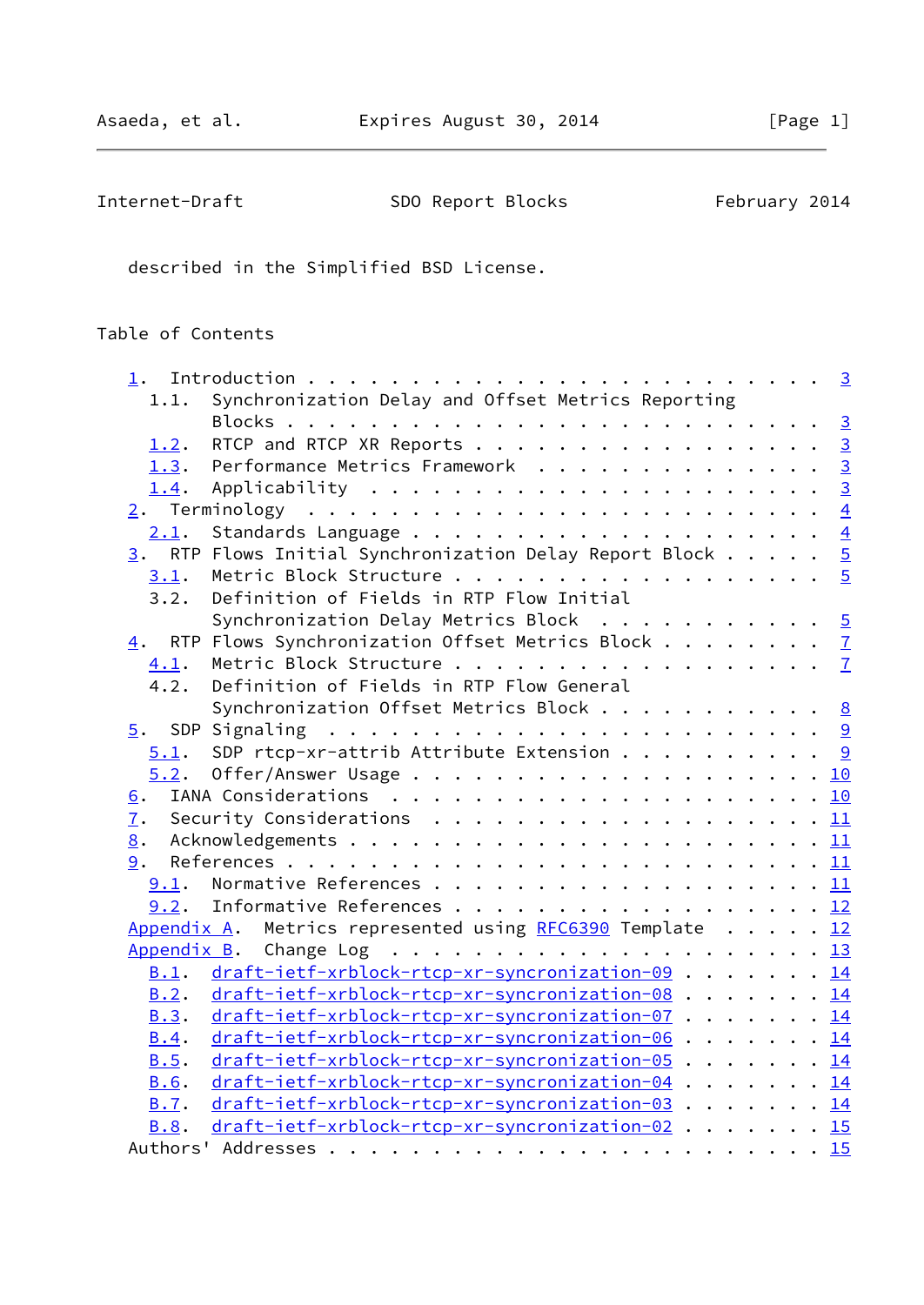described in the Simplified BSD License.

Table of Contents

```
   1.  Introduction . . . . . . . . . . . . . . . . . . . . . . . .   3
     1.1.  Synchronization Delay and Offset Metrics Reporting
           Blocks . . . . . . . . . . . . . . . . . . . . . . . . .   3
     1.2.  RTCP and RTCP XR Reports . . . . . . . . . . . . . . . .   3
     1.3.  Performance Metrics Framework  . . . . . . . . . . . . .   3
     1.4.  Applicability  . . . . . . . . . . . . . . . . . . . . .   3
   2.  Terminology  . . . . . . . . . . . . . . . . . . . . . . . .   4
     2.1.  Standards Language . . . . . . . . . . . . . . . . . . .   4
   3.  RTP Flows Initial Synchronization Delay Report Block . . . . .   5
     3.1.  Metric Block Structure . . . . . . . . . . . . . . . . .   5
     3.2.  Definition of Fields in RTP Flow Initial
           Synchronization Delay Metrics Block  . . . . . . . . . .   5
   4.  RTP Flows Synchronization Offset Metrics Block . . . . . . . .   7
     4.1.  Metric Block Structure . . . . . . . . . . . . . . . . .   7
     4.2.  Definition of Fields in RTP Flow General
           Synchronization Offset Metrics Block . . . . . . . . . .   8
   5.  SDP Signaling  . . . . . . . . . . . . . . . . . . . . . . .   9
     5.1.  SDP rtcp-xr-attrib Attribute Extension . . . . . . . . .   9
     5.2.  Offer/Answer Usage . . . . . . . . . . . . . . . . . . .  10
   6.  IANA Considerations  . . . . . . . . . . . . . . . . . . . .  10
   7.  Security Considerations  . . . . . . . . . . . . . . . . . .  11
   8.  Acknowledgements . . . . . . . . . . . . . . . . . . . . . .  11
   9.  References . . . . . . . . . . . . . . . . . . . . . . . . .  11
     9.1.  Normative References . . . . . . . . . . . . . . . . . .  11
     9.2.  Informative References . . . . . . . . . . . . . . . . .  12
   Appendix A.  Metrics represented using RFC6390 Template  . . . . .  12
   Appendix B.  Change Log  . . . . . . . . . . . . . . . . . . . .  13
     B.1.  draft-ietf-xrblock-rtcp-xr-syncronization-09 . . . . . . .  14
     B.2.  draft-ietf-xrblock-rtcp-xr-syncronization-08 . . . . . . .  14
     B.3.  draft-ietf-xrblock-rtcp-xr-syncronization-07 . . . . . . .  14
     B.4.  draft-ietf-xrblock-rtcp-xr-syncronization-06 . . . . . . .  14
     B.5.  draft-ietf-xrblock-rtcp-xr-syncronization-05 . . . . . . .  14
     B.6.  draft-ietf-xrblock-rtcp-xr-syncronization-04 . . . . . . .  14
     B.7.  draft-ietf-xrblock-rtcp-xr-syncronization-03 . . . . . . .  14
     B.8.  draft-ietf-xrblock-rtcp-xr-syncronization-02 . . . . . . .  15
   Authors' Addresses . . . . . . . . . . . . . . . . . . . . . . .  15
```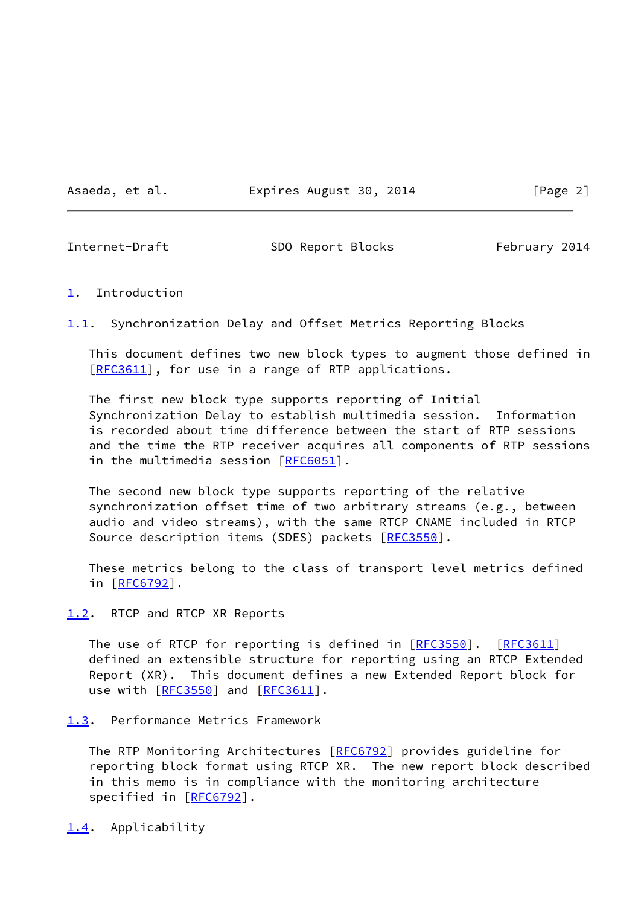# 1. Introduction

## 1.1. Synchronization Delay and Offset Metrics Reporting Blocks

This document defines two new block types to augment those defined in [RFC3611], for use in a range of RTP applications.

The first new block type supports reporting of Initial Synchronization Delay to establish multimedia session. Information is recorded about time difference between the start of RTP sessions and the time the RTP receiver acquires all components of RTP sessions in the multimedia session [RFC6051].

The second new block type supports reporting of the relative synchronization offset time of two arbitrary streams (e.g., between audio and video streams), with the same RTCP CNAME included in RTCP Source description items (SDES) packets [RFC3550].

These metrics belong to the class of transport level metrics defined in [RFC6792].

## 1.2. RTCP and RTCP XR Reports

The use of RTCP for reporting is defined in [RFC3550]. [RFC3611] defined an extensible structure for reporting using an RTCP Extended Report (XR). This document defines a new Extended Report block for use with [RFC3550] and [RFC3611].

## 1.3. Performance Metrics Framework

The RTP Monitoring Architectures [RFC6792] provides guideline for reporting block format using RTCP XR. The new report block described in this memo is in compliance with the monitoring architecture specified in [RFC6792].

## 1.4. Applicability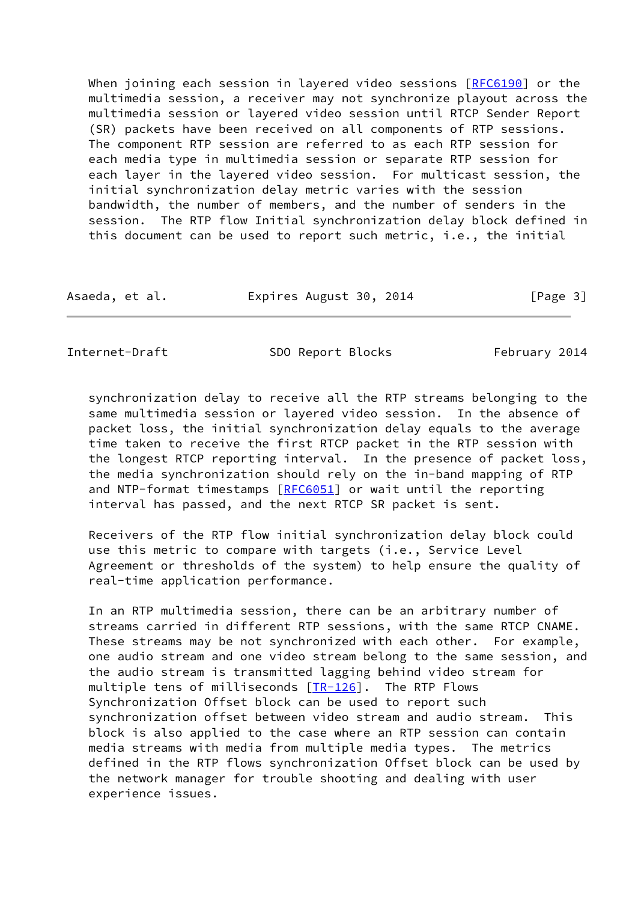When joining each session in layered video sessions [RFC6190] or the multimedia session, a receiver may not synchronize playout across the multimedia session or layered video session until RTCP Sender Report (SR) packets have been received on all components of RTP sessions. The component RTP session are referred to as each RTP session for each media type in multimedia session or separate RTP session for each layer in the layered video session. For multicast session, the initial synchronization delay metric varies with the session bandwidth, the number of members, and the number of senders in the session. The RTP flow Initial synchronization delay block defined in this document can be used to report such metric, i.e., the initial synchronization delay to receive all the RTP streams belonging to the same multimedia session or layered video session. In the absence of packet loss, the initial synchronization delay equals to the average time taken to receive the first RTCP packet in the RTP session with the longest RTCP reporting interval. In the presence of packet loss, the media synchronization should rely on the in-band mapping of RTP and NTP-format timestamps [RFC6051] or wait until the reporting interval has passed, and the next RTCP SR packet is sent.

Receivers of the RTP flow initial synchronization delay block could use this metric to compare with targets (i.e., Service Level Agreement or thresholds of the system) to help ensure the quality of real-time application performance.

In an RTP multimedia session, there can be an arbitrary number of streams carried in different RTP sessions, with the same RTCP CNAME. These streams may be not synchronized with each other. For example, one audio stream and one video stream belong to the same session, and the audio stream is transmitted lagging behind video stream for multiple tens of milliseconds [TR-126]. The RTP Flows Synchronization Offset block can be used to report such synchronization offset between video stream and audio stream. This block is also applied to the case where an RTP session can contain media streams with media from multiple media types. The metrics defined in the RTP flows synchronization Offset block can be used by the network manager for trouble shooting and dealing with user experience issues.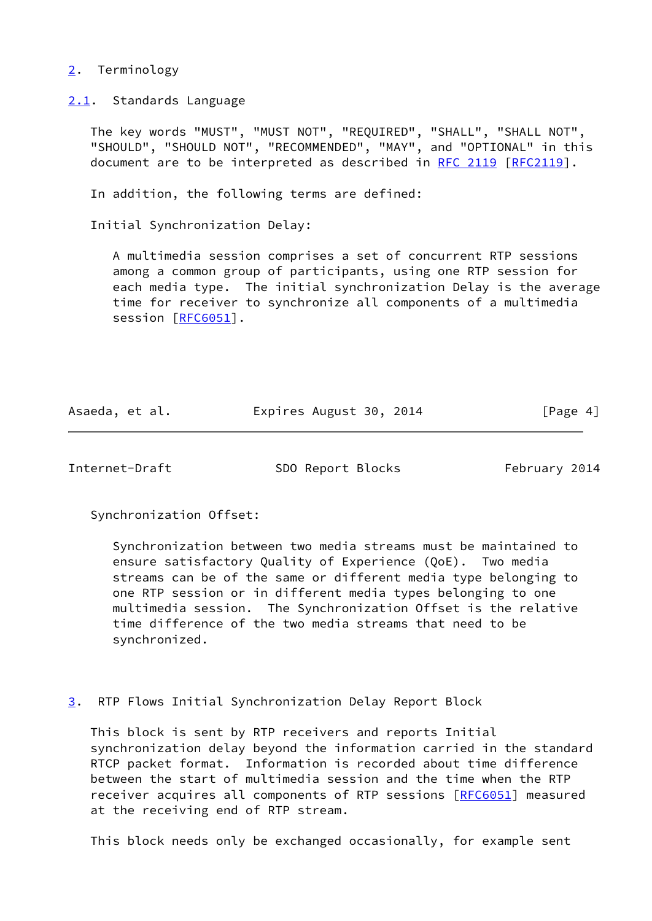## 2. Terminology

### 2.1. Standards Language

The key words "MUST", "MUST NOT", "REQUIRED", "SHALL", "SHALL NOT", "SHOULD", "SHOULD NOT", "RECOMMENDED", "MAY", and "OPTIONAL" in this document are to be interpreted as described in RFC 2119 [RFC2119].

In addition, the following terms are defined:

Initial Synchronization Delay:

> A multimedia session comprises a set of concurrent RTP sessions among a common group of participants, using one RTP session for each media type. The initial synchronization Delay is the average time for receiver to synchronize all components of a multimedia session [RFC6051].

Synchronization Offset:

> Synchronization between two media streams must be maintained to ensure satisfactory Quality of Experience (QoE). Two media streams can be of the same or different media type belonging to one RTP session or in different media types belonging to one multimedia session. The Synchronization Offset is the relative time difference of the two media streams that need to be synchronized.

## 3. RTP Flows Initial Synchronization Delay Report Block

This block is sent by RTP receivers and reports Initial synchronization delay beyond the information carried in the standard RTCP packet format. Information is recorded about time difference between the start of multimedia session and the time when the RTP receiver acquires all components of RTP sessions [RFC6051] measured at the receiving end of RTP stream.

This block needs only be exchanged occasionally, for example sent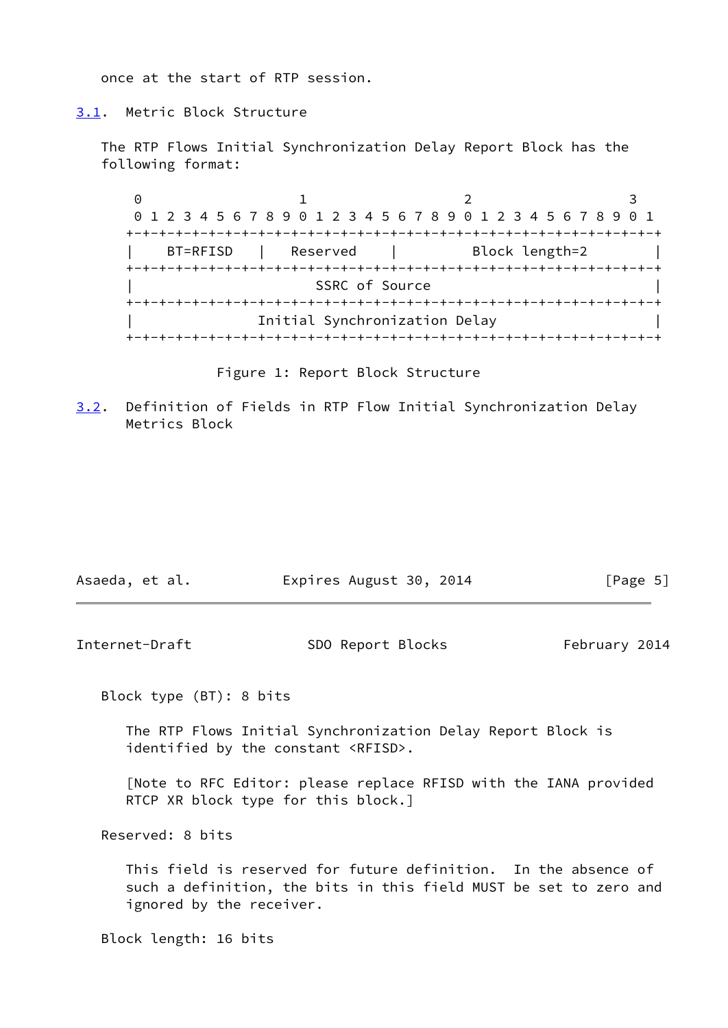once at the start of RTP session.

### 3.1. Metric Block Structure

The RTP Flows Initial Synchronization Delay Report Block has the following format:

```
 0                   1                   2                   3
 0 1 2 3 4 5 6 7 8 9 0 1 2 3 4 5 6 7 8 9 0 1 2 3 4 5 6 7 8 9 0 1
+-+-+-+-+-+-+-+-+-+-+-+-+-+-+-+-+-+-+-+-+-+-+-+-+-+-+-+-+-+-+-+-+
|    BT=RFISD   |   Reserved    |         Block length=2        |
+-+-+-+-+-+-+-+-+-+-+-+-+-+-+-+-+-+-+-+-+-+-+-+-+-+-+-+-+-+-+-+-+
|                        SSRC of Source                         |
+-+-+-+-+-+-+-+-+-+-+-+-+-+-+-+-+-+-+-+-+-+-+-+-+-+-+-+-+-+-+-+-+
|                 Initial Synchronization Delay                 |
+-+-+-+-+-+-+-+-+-+-+-+-+-+-+-+-+-+-+-+-+-+-+-+-+-+-+-+-+-+-+-+-+
```

Figure 1: Report Block Structure

### 3.2. Definition of Fields in RTP Flow Initial Synchronization Delay Metrics Block

Block type (BT): 8 bits

The RTP Flows Initial Synchronization Delay Report Block is identified by the constant <RFISD>.

[Note to RFC Editor: please replace RFISD with the IANA provided RTCP XR block type for this block.]

Reserved: 8 bits

This field is reserved for future definition. In the absence of such a definition, the bits in this field MUST be set to zero and ignored by the receiver.

Block length: 16 bits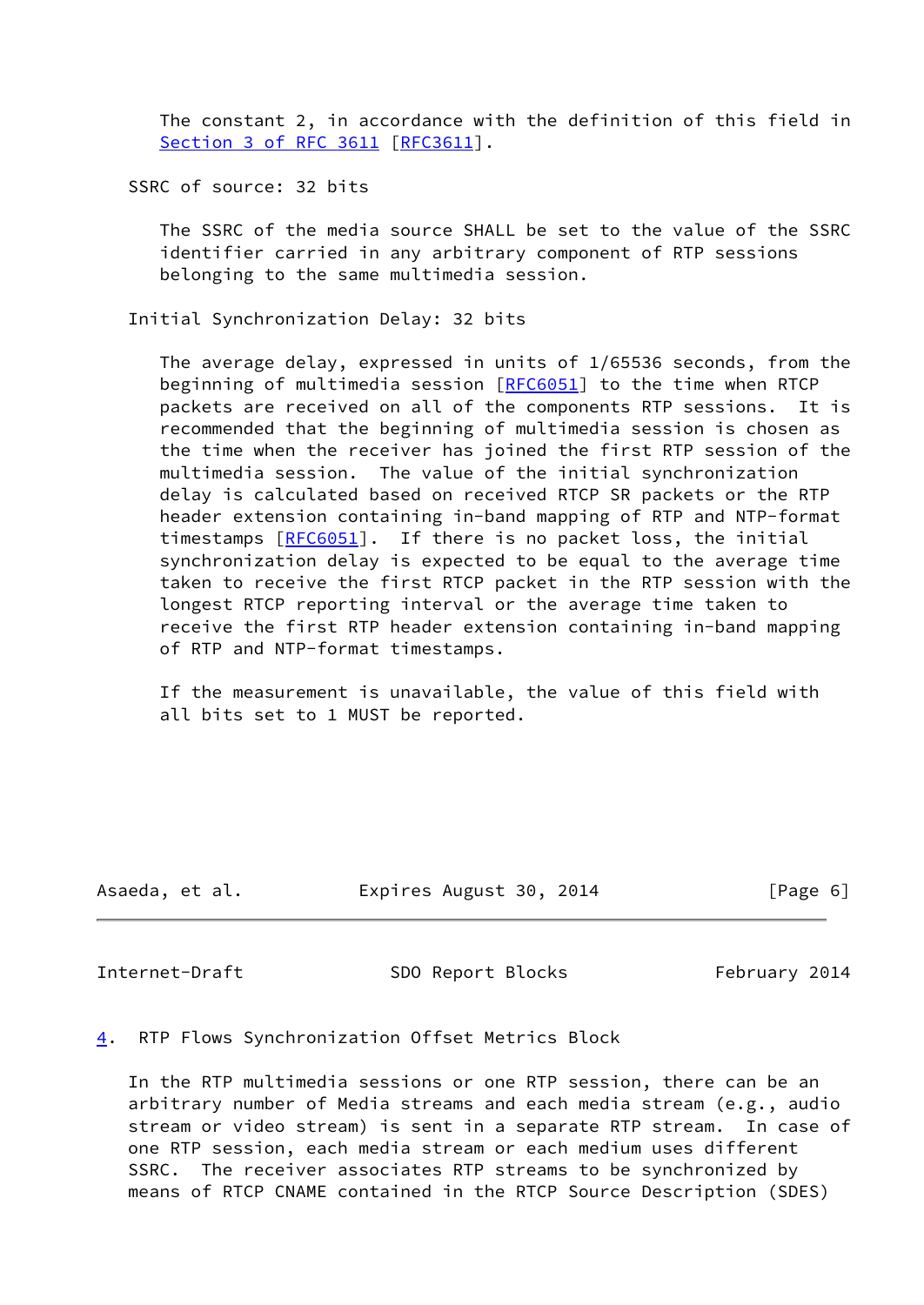The constant 2, in accordance with the definition of this field in Section 3 of RFC 3611 [RFC3611].

SSRC of source: 32 bits

The SSRC of the media source SHALL be set to the value of the SSRC identifier carried in any arbitrary component of RTP sessions belonging to the same multimedia session.

Initial Synchronization Delay: 32 bits

The average delay, expressed in units of 1/65536 seconds, from the beginning of multimedia session [RFC6051] to the time when RTCP packets are received on all of the components RTP sessions. It is recommended that the beginning of multimedia session is chosen as the time when the receiver has joined the first RTP session of the multimedia session. The value of the initial synchronization delay is calculated based on received RTCP SR packets or the RTP header extension containing in-band mapping of RTP and NTP-format timestamps [RFC6051]. If there is no packet loss, the initial synchronization delay is expected to be equal to the average time taken to receive the first RTCP packet in the RTP session with the longest RTCP reporting interval or the average time taken to receive the first RTP header extension containing in-band mapping of RTP and NTP-format timestamps.

If the measurement is unavailable, the value of this field with all bits set to 1 MUST be reported.

## 4. RTP Flows Synchronization Offset Metrics Block

In the RTP multimedia sessions or one RTP session, there can be an arbitrary number of Media streams and each media stream (e.g., audio stream or video stream) is sent in a separate RTP stream. In case of one RTP session, each media stream or each medium uses different SSRC. The receiver associates RTP streams to be synchronized by means of RTCP CNAME contained in the RTCP Source Description (SDES)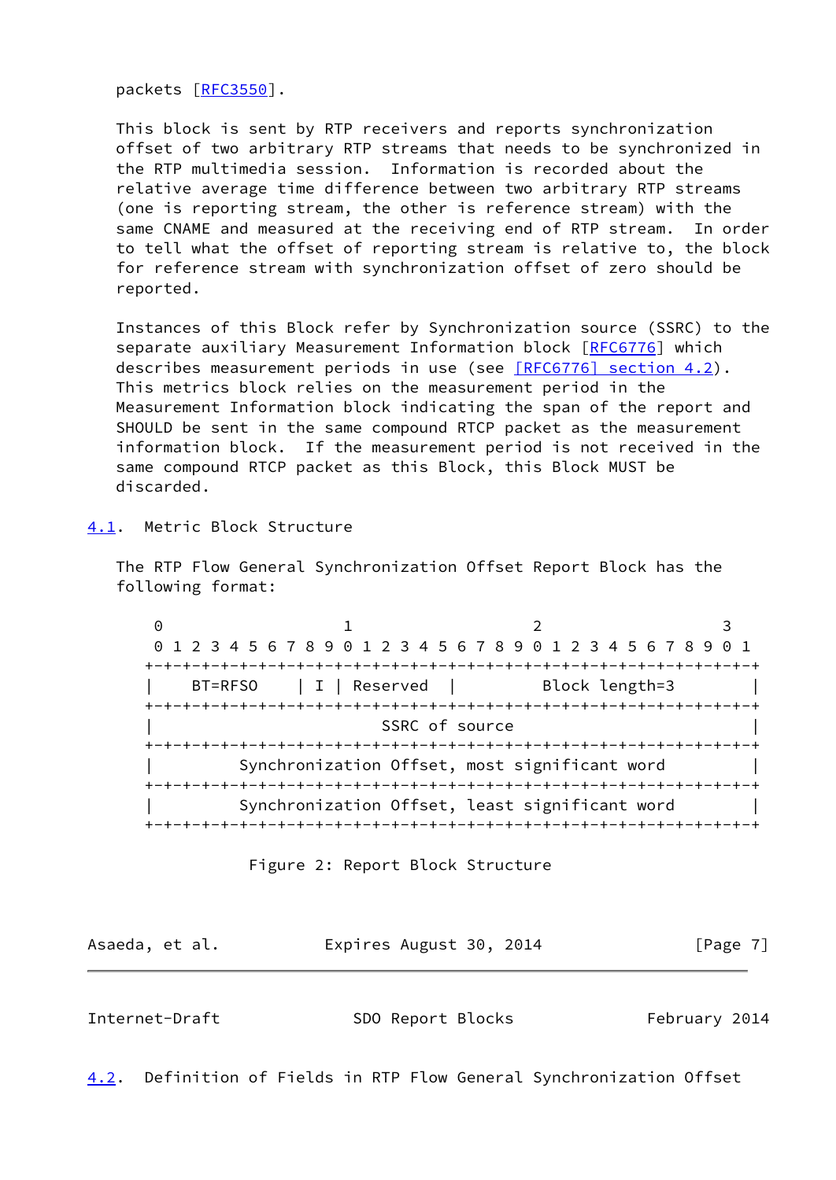packets [RFC3550].

This block is sent by RTP receivers and reports synchronization offset of two arbitrary RTP streams that needs to be synchronized in the RTP multimedia session. Information is recorded about the relative average time difference between two arbitrary RTP streams (one is reporting stream, the other is reference stream) with the same CNAME and measured at the receiving end of RTP stream. In order to tell what the offset of reporting stream is relative to, the block for reference stream with synchronization offset of zero should be reported.

Instances of this Block refer by Synchronization source (SSRC) to the separate auxiliary Measurement Information block [RFC6776] which describes measurement periods in use (see [RFC6776] section 4.2). This metrics block relies on the measurement period in the Measurement Information block indicating the span of the report and SHOULD be sent in the same compound RTCP packet as the measurement information block. If the measurement period is not received in the same compound RTCP packet as this Block, this Block MUST be discarded.

### 4.1. Metric Block Structure

The RTP Flow General Synchronization Offset Report Block has the following format:

```
 0                   1                   2                   3
 0 1 2 3 4 5 6 7 8 9 0 1 2 3 4 5 6 7 8 9 0 1 2 3 4 5 6 7 8 9 0 1
+-+-+-+-+-+-+-+-+-+-+-+-+-+-+-+-+-+-+-+-+-+-+-+-+-+-+-+-+-+-+-+-+
|    BT=RFSO    | I | Reserved  |         Block length=3        |
+-+-+-+-+-+-+-+-+-+-+-+-+-+-+-+-+-+-+-+-+-+-+-+-+-+-+-+-+-+-+-+-+
|                        SSRC of source                         |
+-+-+-+-+-+-+-+-+-+-+-+-+-+-+-+-+-+-+-+-+-+-+-+-+-+-+-+-+-+-+-+-+
|         Synchronization Offset, most significant word         |
+-+-+-+-+-+-+-+-+-+-+-+-+-+-+-+-+-+-+-+-+-+-+-+-+-+-+-+-+-+-+-+-+
|         Synchronization Offset, least significant word        |
+-+-+-+-+-+-+-+-+-+-+-+-+-+-+-+-+-+-+-+-+-+-+-+-+-+-+-+-+-+-+-+-+
```

Figure 2: Report Block Structure

### 4.2. Definition of Fields in RTP Flow General Synchronization Offset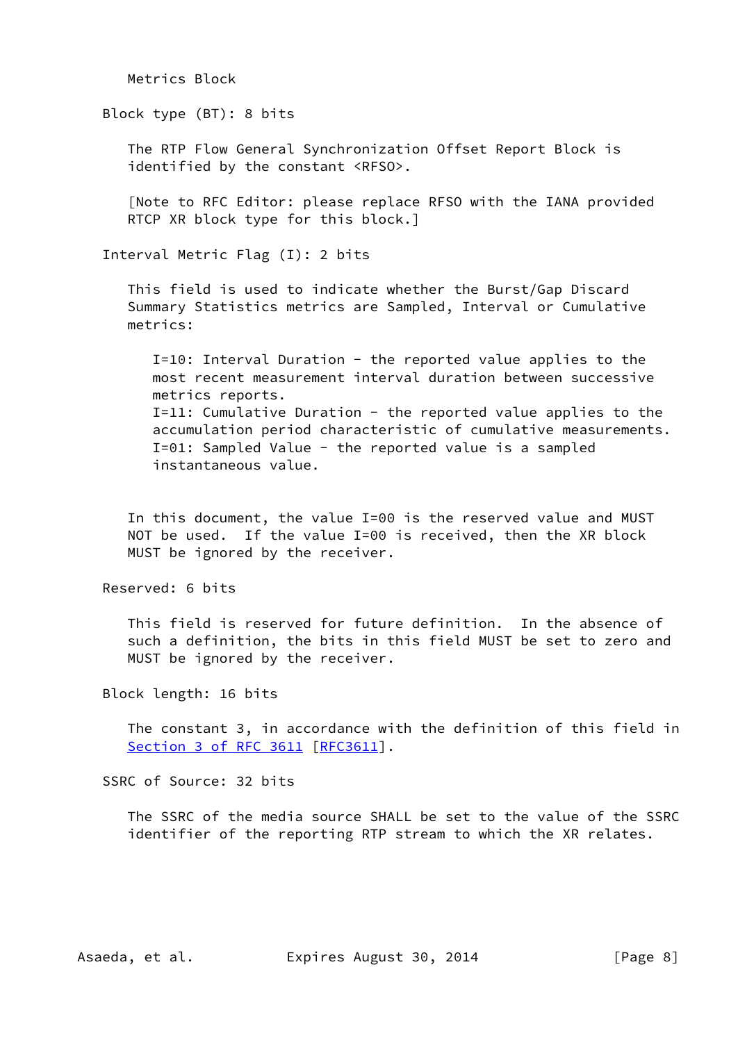Metrics Block

Block type (BT): 8 bits

The RTP Flow General Synchronization Offset Report Block is identified by the constant <RFSO>.

[Note to RFC Editor: please replace RFSO with the IANA provided RTCP XR block type for this block.]

Interval Metric Flag (I): 2 bits

This field is used to indicate whether the Burst/Gap Discard Summary Statistics metrics are Sampled, Interval or Cumulative metrics:

I=10: Interval Duration - the reported value applies to the most recent measurement interval duration between successive metrics reports.
I=11: Cumulative Duration - the reported value applies to the accumulation period characteristic of cumulative measurements.
I=01: Sampled Value - the reported value is a sampled instantaneous value.

In this document, the value I=00 is the reserved value and MUST NOT be used. If the value I=00 is received, then the XR block MUST be ignored by the receiver.

Reserved: 6 bits

This field is reserved for future definition. In the absence of such a definition, the bits in this field MUST be set to zero and MUST be ignored by the receiver.

Block length: 16 bits

The constant 3, in accordance with the definition of this field in Section 3 of RFC 3611 [RFC3611].

SSRC of Source: 32 bits

The SSRC of the media source SHALL be set to the value of the SSRC identifier of the reporting RTP stream to which the XR relates.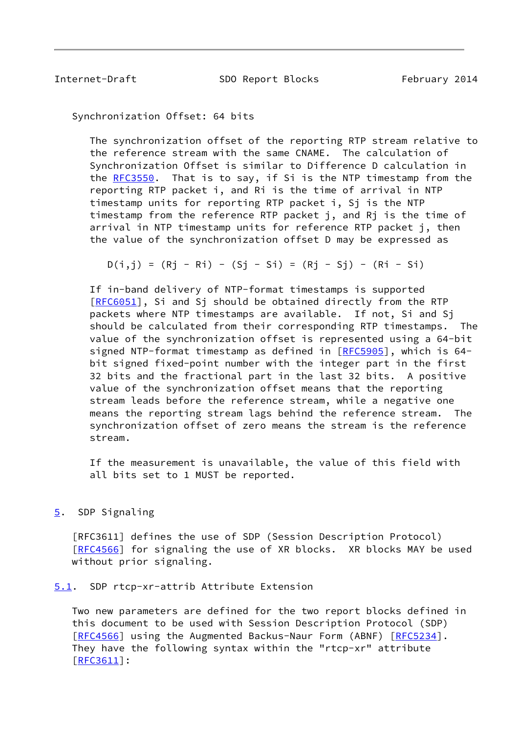Synchronization Offset: 64 bits

The synchronization offset of the reporting RTP stream relative to the reference stream with the same CNAME. The calculation of Synchronization Offset is similar to Difference D calculation in the RFC3550. That is to say, if Si is the NTP timestamp from the reporting RTP packet i, and Ri is the time of arrival in NTP timestamp units for reporting RTP packet i, Sj is the NTP timestamp from the reference RTP packet j, and Rj is the time of arrival in NTP timestamp units for reference RTP packet j, then the value of the synchronization offset D may be expressed as

$$D(i,j) = (Rj - Ri) - (Sj - Si) = (Rj - Sj) - (Ri - Si)$$

If in-band delivery of NTP-format timestamps is supported [RFC6051], Si and Sj should be obtained directly from the RTP packets where NTP timestamps are available. If not, Si and Sj should be calculated from their corresponding RTP timestamps. The value of the synchronization offset is represented using a 64-bit signed NTP-format timestamp as defined in [RFC5905], which is 64-bit signed fixed-point number with the integer part in the first 32 bits and the fractional part in the last 32 bits. A positive value of the synchronization offset means that the reporting stream leads before the reference stream, while a negative one means the reporting stream lags behind the reference stream. The synchronization offset of zero means the stream is the reference stream.

If the measurement is unavailable, the value of this field with all bits set to 1 MUST be reported.

## 5. SDP Signaling

[RFC3611] defines the use of SDP (Session Description Protocol) [RFC4566] for signaling the use of XR blocks. XR blocks MAY be used without prior signaling.

### 5.1. SDP rtcp-xr-attrib Attribute Extension

Two new parameters are defined for the two report blocks defined in this document to be used with Session Description Protocol (SDP) [RFC4566] using the Augmented Backus-Naur Form (ABNF) [RFC5234]. They have the following syntax within the "rtcp-xr" attribute [RFC3611]: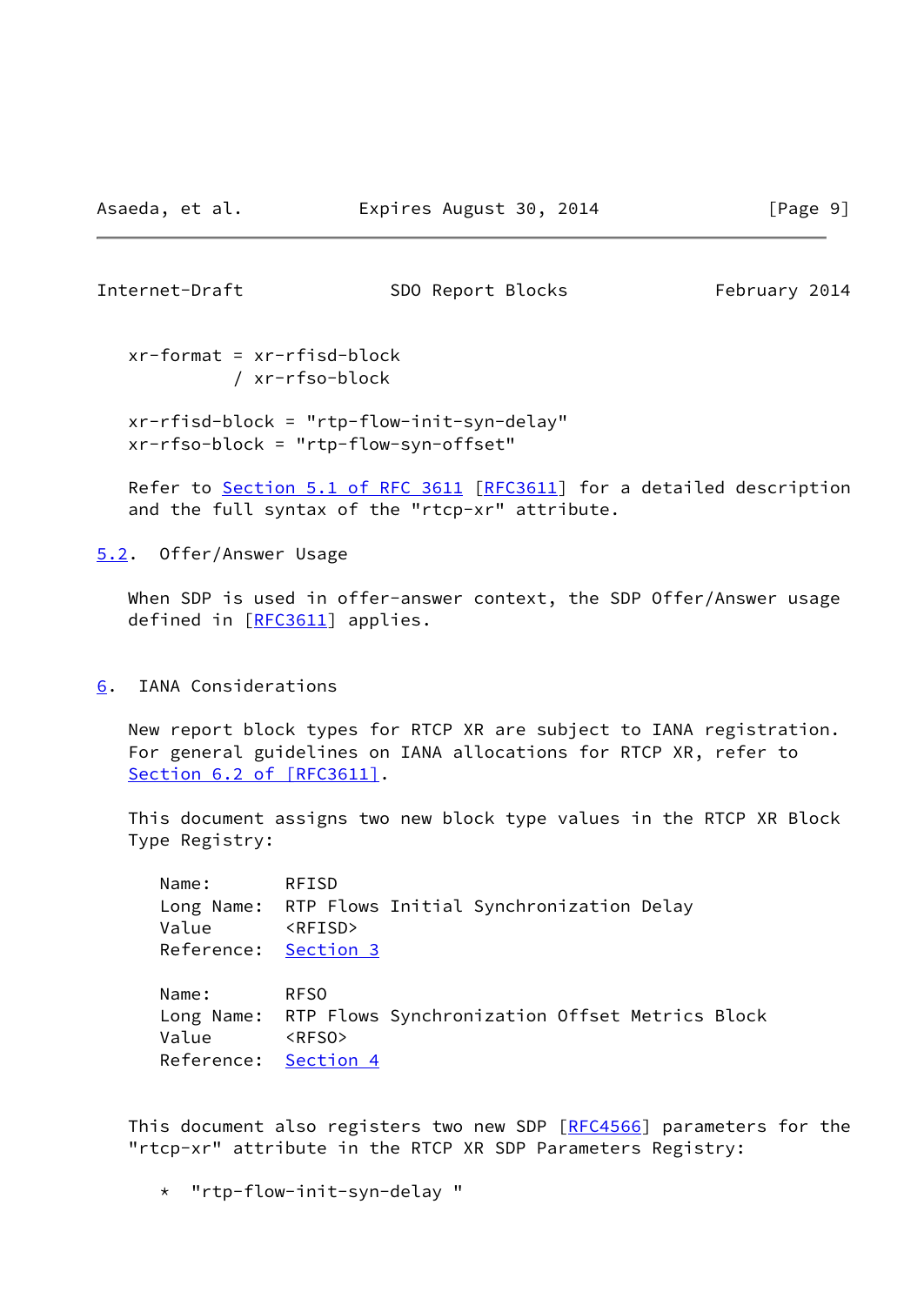```
xr-format = xr-rfisd-block
          / xr-rfso-block

xr-rfisd-block = "rtp-flow-init-syn-delay"
xr-rfso-block = "rtp-flow-syn-offset"
```

Refer to Section 5.1 of RFC 3611 [RFC3611] for a detailed description and the full syntax of the "rtcp-xr" attribute.

### 5.2. Offer/Answer Usage

When SDP is used in offer-answer context, the SDP Offer/Answer usage defined in [RFC3611] applies.

## 6. IANA Considerations

New report block types for RTCP XR are subject to IANA registration. For general guidelines on IANA allocations for RTCP XR, refer to Section 6.2 of [RFC3611].

This document assigns two new block type values in the RTCP XR Block Type Registry:

```
Name:       RFISD
Long Name:  RTP Flows Initial Synchronization Delay
Value       <RFISD>
Reference:  Section 3

Name:       RFSO
Long Name:  RTP Flows Synchronization Offset Metrics Block
Value       <RFSO>
Reference:  Section 4
```

This document also registers two new SDP [RFC4566] parameters for the "rtcp-xr" attribute in the RTCP XR SDP Parameters Registry:

* "rtp-flow-init-syn-delay "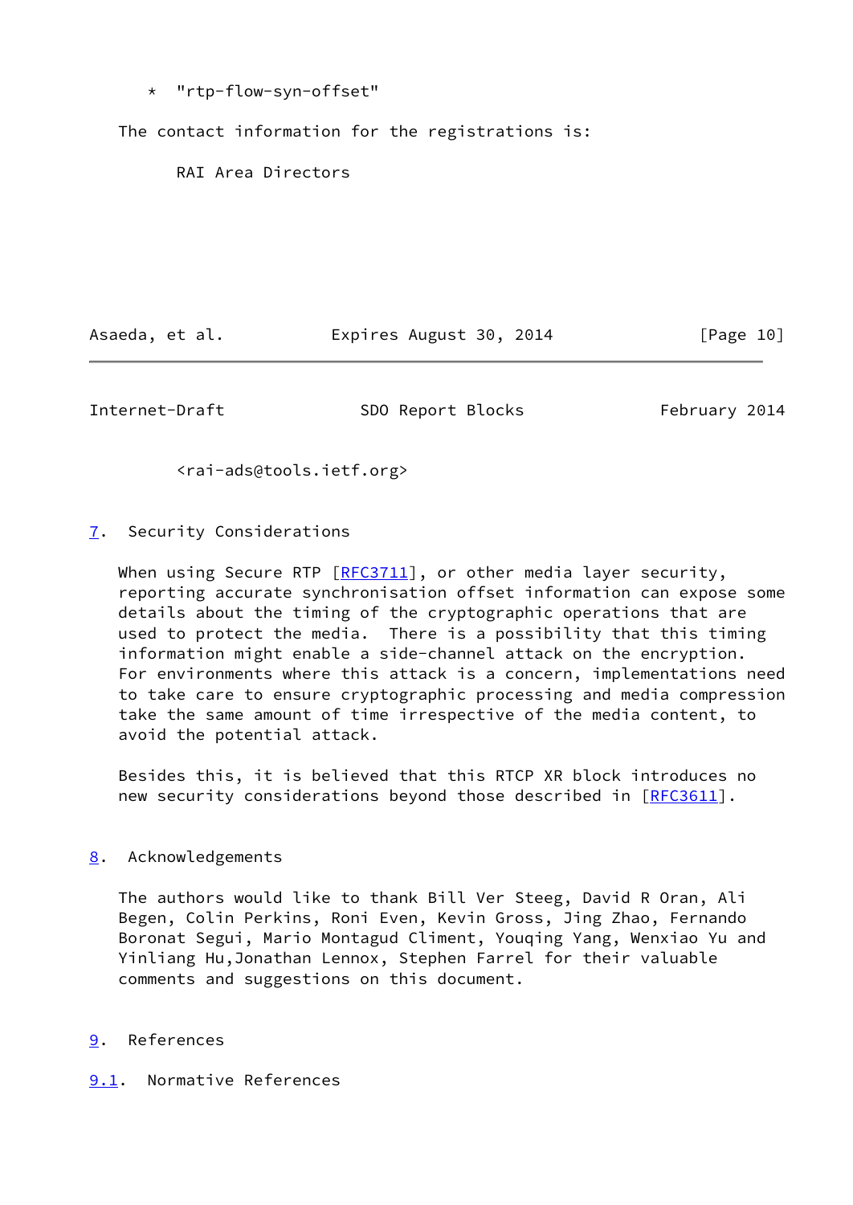* "rtp-flow-syn-offset"

The contact information for the registrations is:

RAI Area Directors

<rai-ads@tools.ietf.org>

## 7. Security Considerations

When using Secure RTP [RFC3711], or other media layer security, reporting accurate synchronisation offset information can expose some details about the timing of the cryptographic operations that are used to protect the media. There is a possibility that this timing information might enable a side-channel attack on the encryption. For environments where this attack is a concern, implementations need to take care to ensure cryptographic processing and media compression take the same amount of time irrespective of the media content, to avoid the potential attack.

Besides this, it is believed that this RTCP XR block introduces no new security considerations beyond those described in [RFC3611].

## 8. Acknowledgements

The authors would like to thank Bill Ver Steeg, David R Oran, Ali Begen, Colin Perkins, Roni Even, Kevin Gross, Jing Zhao, Fernando Boronat Segui, Mario Montagud Climent, Youqing Yang, Wenxiao Yu and Yinliang Hu,Jonathan Lennox, Stephen Farrel for their valuable comments and suggestions on this document.

## 9. References

### 9.1. Normative References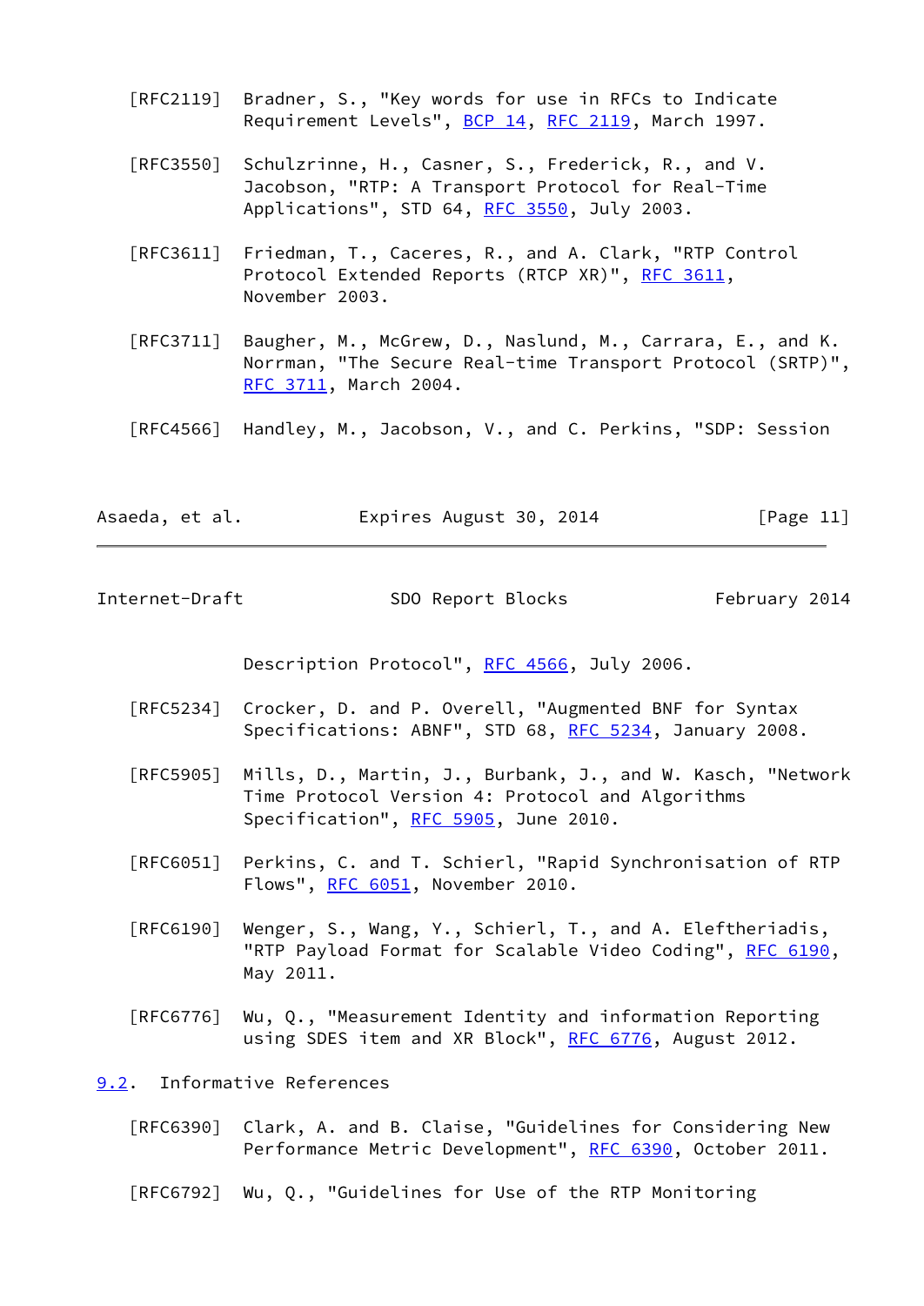[RFC2119] Bradner, S., "Key words for use in RFCs to Indicate Requirement Levels", BCP 14, RFC 2119, March 1997.

[RFC3550] Schulzrinne, H., Casner, S., Frederick, R., and V. Jacobson, "RTP: A Transport Protocol for Real-Time Applications", STD 64, RFC 3550, July 2003.

[RFC3611] Friedman, T., Caceres, R., and A. Clark, "RTP Control Protocol Extended Reports (RTCP XR)", RFC 3611, November 2003.

[RFC3711] Baugher, M., McGrew, D., Naslund, M., Carrara, E., and K. Norrman, "The Secure Real-time Transport Protocol (SRTP)", RFC 3711, March 2004.

[RFC4566] Handley, M., Jacobson, V., and C. Perkins, "SDP: Session Description Protocol", RFC 4566, July 2006.

[RFC5234] Crocker, D. and P. Overell, "Augmented BNF for Syntax Specifications: ABNF", STD 68, RFC 5234, January 2008.

[RFC5905] Mills, D., Martin, J., Burbank, J., and W. Kasch, "Network Time Protocol Version 4: Protocol and Algorithms Specification", RFC 5905, June 2010.

[RFC6051] Perkins, C. and T. Schierl, "Rapid Synchronisation of RTP Flows", RFC 6051, November 2010.

[RFC6190] Wenger, S., Wang, Y., Schierl, T., and A. Eleftheriadis, "RTP Payload Format for Scalable Video Coding", RFC 6190, May 2011.

[RFC6776] Wu, Q., "Measurement Identity and information Reporting using SDES item and XR Block", RFC 6776, August 2012.

### 9.2. Informative References

[RFC6390] Clark, A. and B. Claise, "Guidelines for Considering New Performance Metric Development", RFC 6390, October 2011.

[RFC6792] Wu, Q., "Guidelines for Use of the RTP Monitoring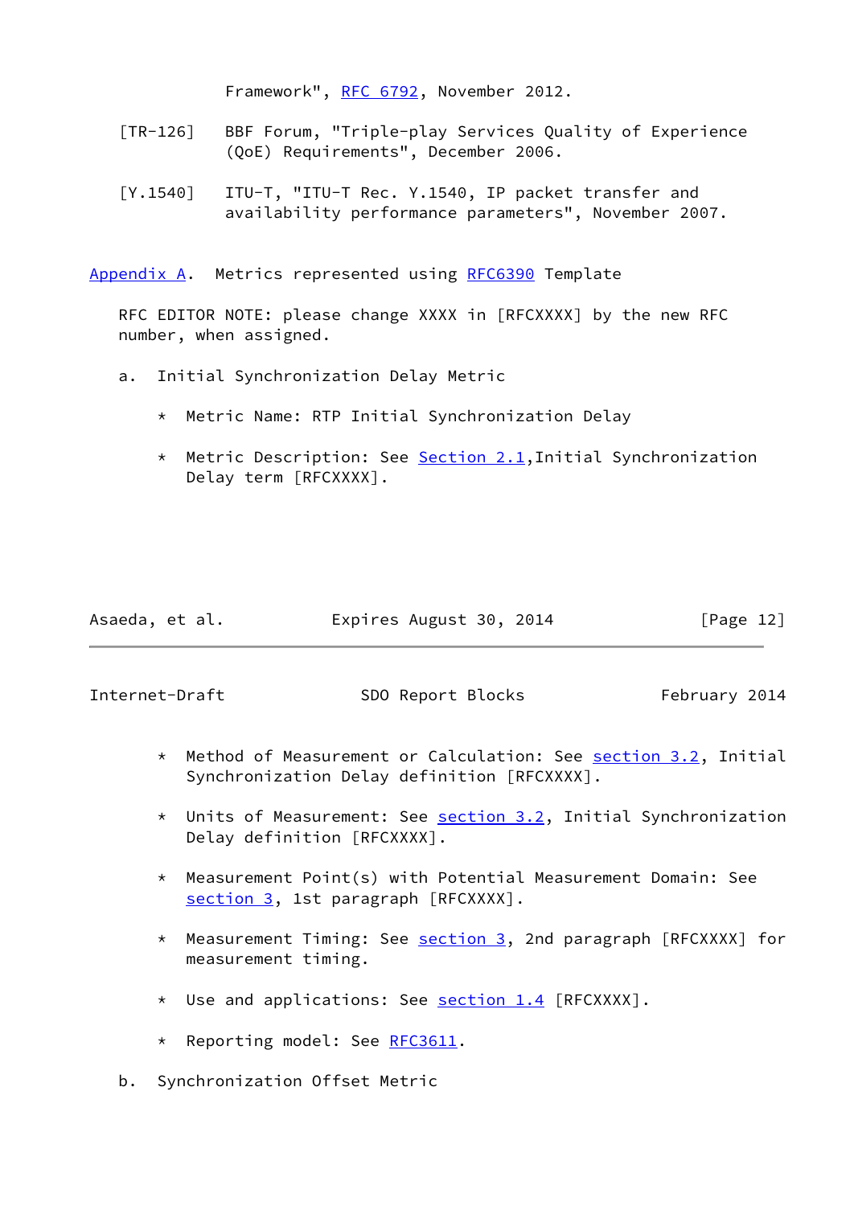Framework", RFC 6792, November 2012.

[TR-126] BBF Forum, "Triple-play Services Quality of Experience (QoE) Requirements", December 2006.

[Y.1540] ITU-T, "ITU-T Rec. Y.1540, IP packet transfer and availability performance parameters", November 2007.

## Appendix A. Metrics represented using RFC6390 Template

RFC EDITOR NOTE: please change XXXX in [RFCXXXX] by the new RFC number, when assigned.

a. Initial Synchronization Delay Metric

* Metric Name: RTP Initial Synchronization Delay

* Metric Description: See Section 2.1,Initial Synchronization Delay term [RFCXXXX].

* Method of Measurement or Calculation: See section 3.2, Initial Synchronization Delay definition [RFCXXXX].

* Units of Measurement: See section 3.2, Initial Synchronization Delay definition [RFCXXXX].

* Measurement Point(s) with Potential Measurement Domain: See section 3, 1st paragraph [RFCXXXX].

* Measurement Timing: See section 3, 2nd paragraph [RFCXXXX] for measurement timing.

* Use and applications: See section 1.4 [RFCXXXX].

* Reporting model: See RFC3611.

b. Synchronization Offset Metric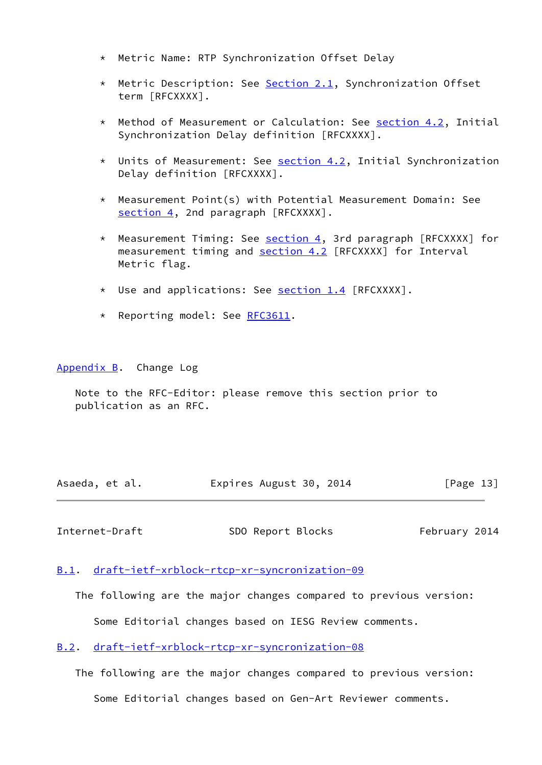* Metric Name: RTP Synchronization Offset Delay

* Metric Description: See Section 2.1, Synchronization Offset term [RFCXXXX].

* Method of Measurement or Calculation: See section 4.2, Initial Synchronization Delay definition [RFCXXXX].

* Units of Measurement: See section 4.2, Initial Synchronization Delay definition [RFCXXXX].

* Measurement Point(s) with Potential Measurement Domain: See section 4, 2nd paragraph [RFCXXXX].

* Measurement Timing: See section 4, 3rd paragraph [RFCXXXX] for measurement timing and section 4.2 [RFCXXXX] for Interval Metric flag.

* Use and applications: See section 1.4 [RFCXXXX].

* Reporting model: See RFC3611.

## Appendix B. Change Log

Note to the RFC-Editor: please remove this section prior to publication as an RFC.

### B.1. draft-ietf-xrblock-rtcp-xr-syncronization-09

The following are the major changes compared to previous version:

Some Editorial changes based on IESG Review comments.

### B.2. draft-ietf-xrblock-rtcp-xr-syncronization-08

The following are the major changes compared to previous version:

Some Editorial changes based on Gen-Art Reviewer comments.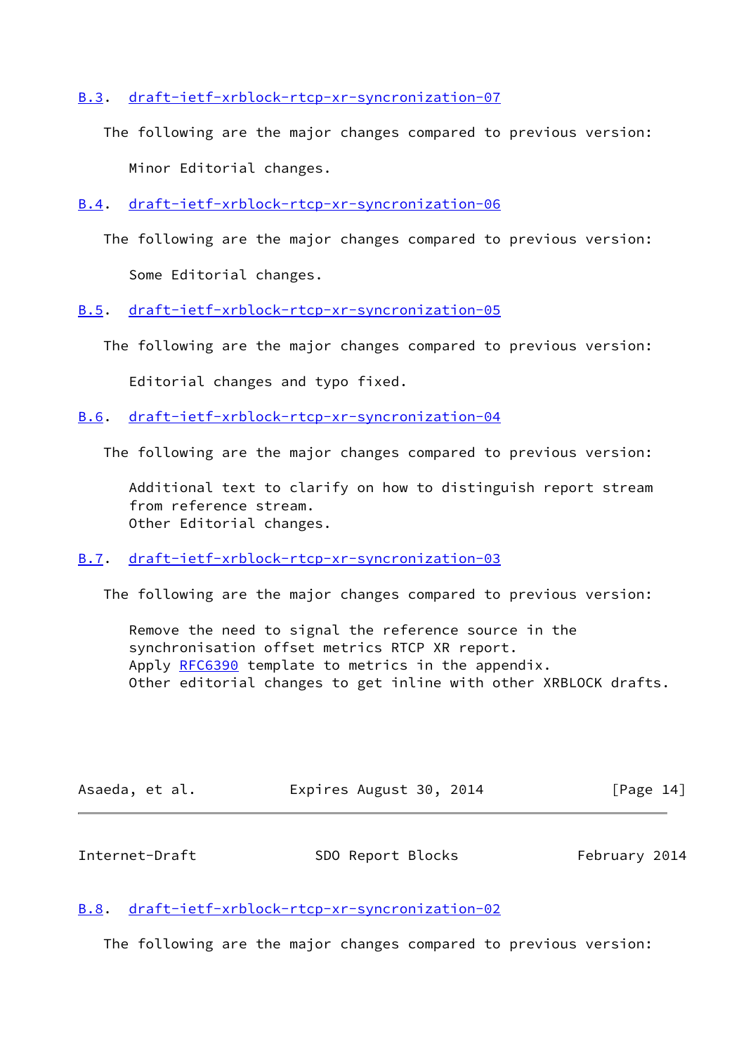### B.3. draft-ietf-xrblock-rtcp-xr-syncronization-07

The following are the major changes compared to previous version:

Minor Editorial changes.

### B.4. draft-ietf-xrblock-rtcp-xr-syncronization-06

The following are the major changes compared to previous version:

Some Editorial changes.

### B.5. draft-ietf-xrblock-rtcp-xr-syncronization-05

The following are the major changes compared to previous version:

Editorial changes and typo fixed.

### B.6. draft-ietf-xrblock-rtcp-xr-syncronization-04

The following are the major changes compared to previous version:

Additional text to clarify on how to distinguish report stream from reference stream.
Other Editorial changes.

### B.7. draft-ietf-xrblock-rtcp-xr-syncronization-03

The following are the major changes compared to previous version:

Remove the need to signal the reference source in the synchronisation offset metrics RTCP XR report.
Apply RFC6390 template to metrics in the appendix.
Other editorial changes to get inline with other XRBLOCK drafts.

### B.8. draft-ietf-xrblock-rtcp-xr-syncronization-02

The following are the major changes compared to previous version: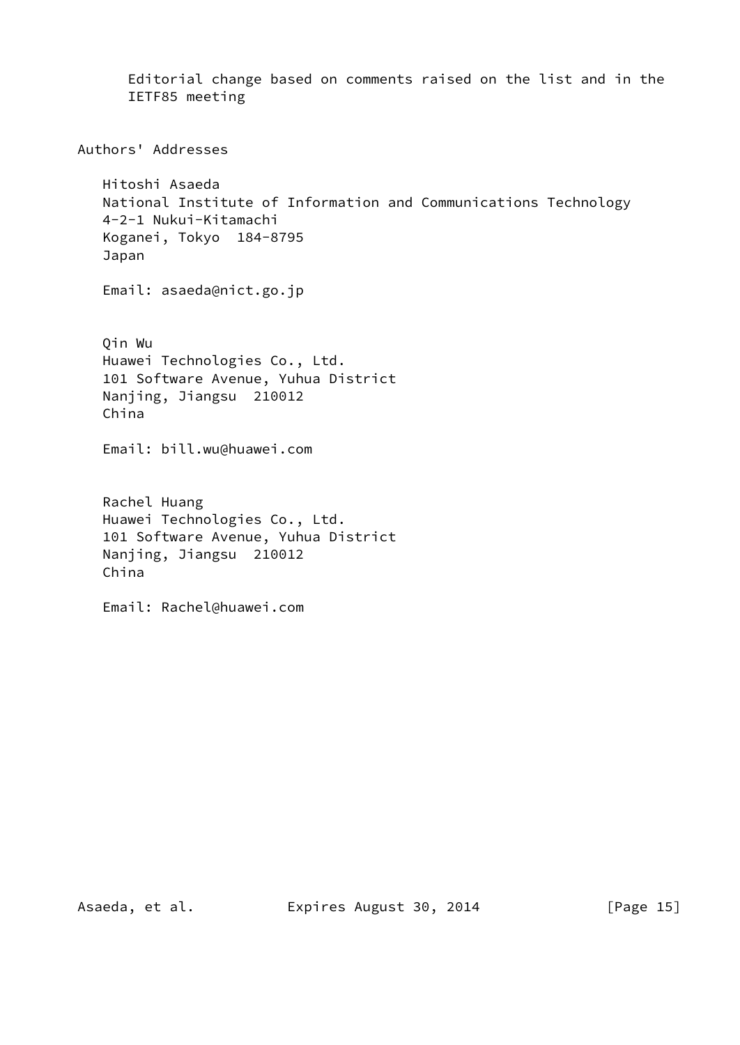Editorial change based on comments raised on the list and in the IETF85 meeting

## Authors' Addresses

Hitoshi Asaeda
National Institute of Information and Communications Technology
4-2-1 Nukui-Kitamachi
Koganei, Tokyo  184-8795
Japan

Email: asaeda@nict.go.jp

Qin Wu
Huawei Technologies Co., Ltd.
101 Software Avenue, Yuhua District
Nanjing, Jiangsu  210012
China

Email: bill.wu@huawei.com

Rachel Huang
Huawei Technologies Co., Ltd.
101 Software Avenue, Yuhua District
Nanjing, Jiangsu  210012
China

Email: Rachel@huawei.com